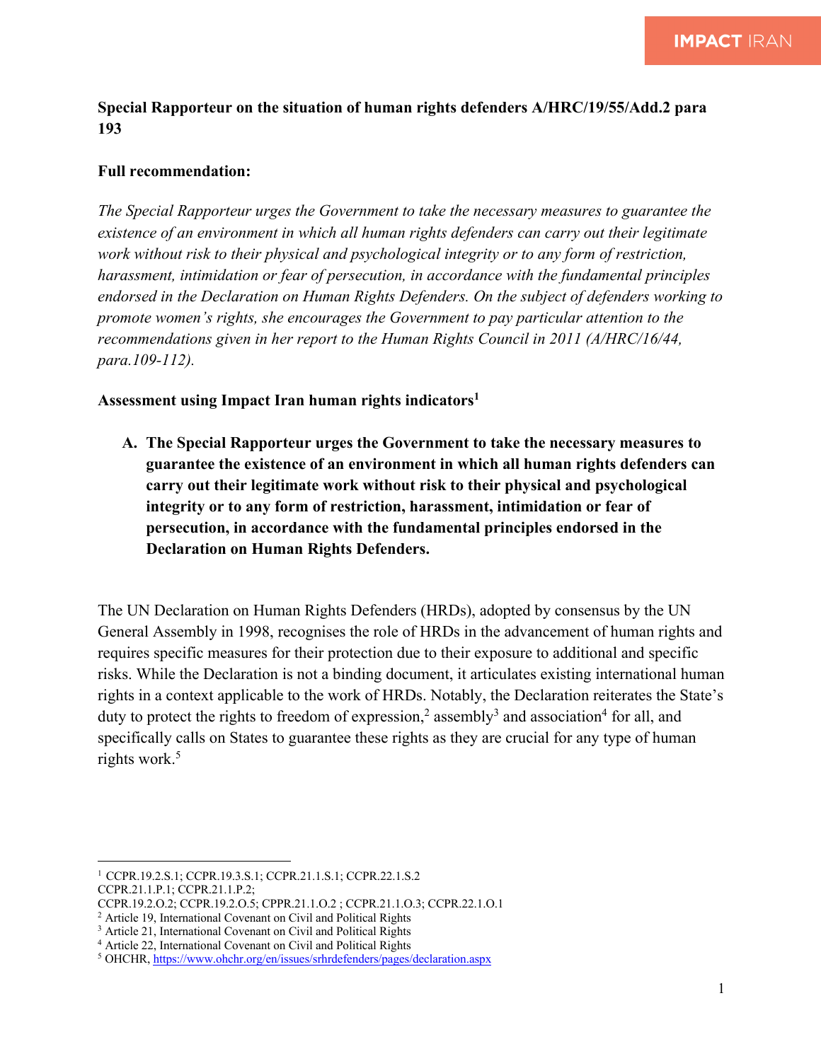**Special Rapporteur on the situation of human rights defenders A/HRC/19/55/Add.2 para 193**

**Full recommendation:**

*The Special Rapporteur urges the Government to take the necessary measures to guarantee the existence of an environment in which all human rights defenders can carry out their legitimate work without risk to their physical and psychological integrity or to any form of restriction, harassment, intimidation or fear of persecution, in accordance with the fundamental principles endorsed in the Declaration on Human Rights Defenders. On the subject of defenders working to promote women's rights, she encourages the Government to pay particular attention to the recommendations given in her report to the Human Rights Council in 2011 (A/HRC/16/44, para.109-112).*

**Assessment using Impact Iran human rights indicators[1]**

A. **The Special Rapporteur urges the Government to take the necessary measures to guarantee the existence of an environment in which all human rights defenders can carry out their legitimate work without risk to their physical and psychological integrity or to any form of restriction, harassment, intimidation or fear of persecution, in accordance with the fundamental principles endorsed in the Declaration on Human Rights Defenders.**

The UN Declaration on Human Rights Defenders (HRDs), adopted by consensus by the UN General Assembly in 1998, recognises the role of HRDs in the advancement of human rights and requires specific measures for their protection due to their exposure to additional and specific risks. While the Declaration is not a binding document, it articulates existing international human rights in a context applicable to the work of HRDs. Notably, the Declaration reiterates the State's duty to protect the rights to freedom of expression,[2] assembly[3] and association[4] for all, and specifically calls on States to guarantee these rights as they are crucial for any type of human rights work.[5]

---

[1] CCPR.19.2.S.1; CCPR.19.3.S.1; CCPR.21.1.S.1; CCPR.22.1.S.2
CCPR.21.1.P.1; CCPR.21.1.P.2;
CCPR.19.2.O.2; CCPR.19.2.O.5; CPPR.21.1.O.2 ; CCPR.21.1.O.3; CCPR.22.1.O.1

[2] Article 19, International Covenant on Civil and Political Rights

[3] Article 21, International Covenant on Civil and Political Rights

[4] Article 22, International Covenant on Civil and Political Rights

[5] OHCHR, https://www.ohchr.org/en/issues/srhrdefenders/pages/declaration.aspx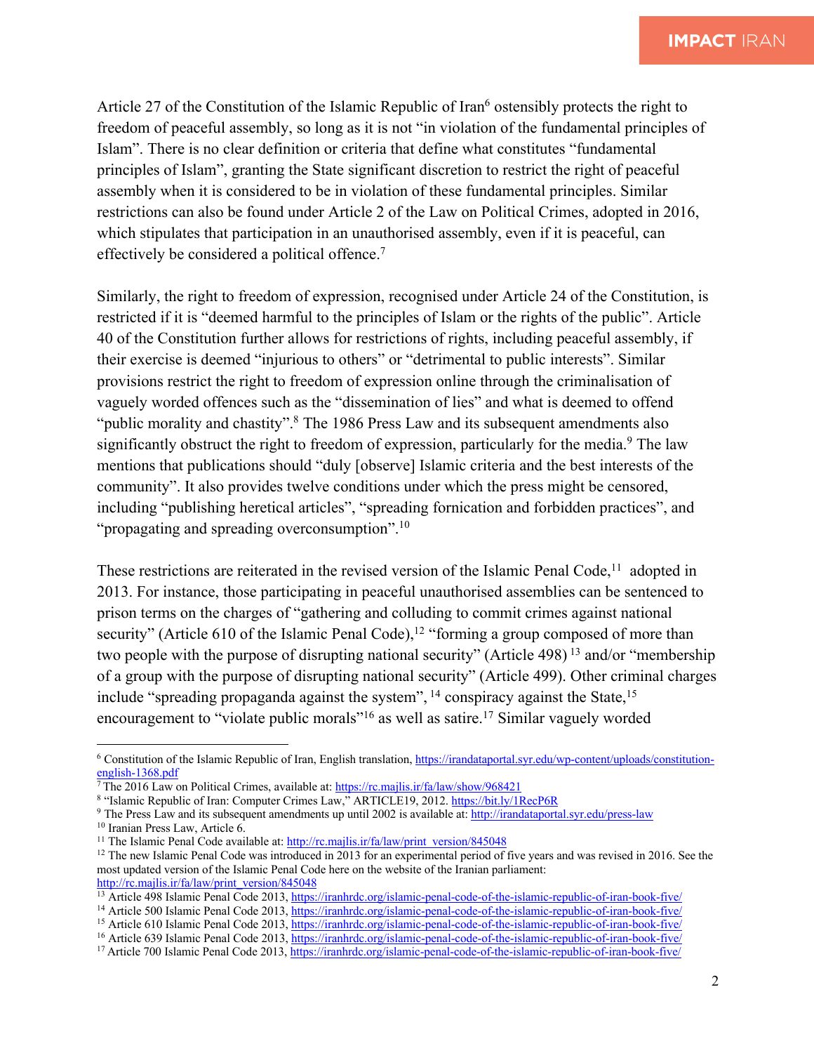Article 27 of the Constitution of the Islamic Republic of Iran[6] ostensibly protects the right to freedom of peaceful assembly, so long as it is not "in violation of the fundamental principles of Islam". There is no clear definition or criteria that define what constitutes "fundamental principles of Islam", granting the State significant discretion to restrict the right of peaceful assembly when it is considered to be in violation of these fundamental principles. Similar restrictions can also be found under Article 2 of the Law on Political Crimes, adopted in 2016, which stipulates that participation in an unauthorised assembly, even if it is peaceful, can effectively be considered a political offence.[7]

Similarly, the right to freedom of expression, recognised under Article 24 of the Constitution, is restricted if it is "deemed harmful to the principles of Islam or the rights of the public". Article 40 of the Constitution further allows for restrictions of rights, including peaceful assembly, if their exercise is deemed "injurious to others" or "detrimental to public interests". Similar provisions restrict the right to freedom of expression online through the criminalisation of vaguely worded offences such as the "dissemination of lies" and what is deemed to offend "public morality and chastity".[8] The 1986 Press Law and its subsequent amendments also significantly obstruct the right to freedom of expression, particularly for the media.[9] The law mentions that publications should "duly [observe] Islamic criteria and the best interests of the community". It also provides twelve conditions under which the press might be censored, including "publishing heretical articles", "spreading fornication and forbidden practices", and "propagating and spreading overconsumption".[10]

These restrictions are reiterated in the revised version of the Islamic Penal Code,[11] adopted in 2013. For instance, those participating in peaceful unauthorised assemblies can be sentenced to prison terms on the charges of "gathering and colluding to commit crimes against national security" (Article 610 of the Islamic Penal Code),[12] "forming a group composed of more than two people with the purpose of disrupting national security" (Article 498) [13] and/or "membership of a group with the purpose of disrupting national security" (Article 499). Other criminal charges include "spreading propaganda against the system", [14] conspiracy against the State,[15] encouragement to "violate public morals"[16] as well as satire.[17] Similar vaguely worded

---

[6] Constitution of the Islamic Republic of Iran, English translation, https://irandataportal.syr.edu/wp-content/uploads/constitution-english-1368.pdf

[7] The 2016 Law on Political Crimes, available at: https://rc.majlis.ir/fa/law/show/968421

[8] "Islamic Republic of Iran: Computer Crimes Law," ARTICLE19, 2012. https://bit.ly/1RecP6R

[9] The Press Law and its subsequent amendments up until 2002 is available at: http://irandataportal.syr.edu/press-law

[10] Iranian Press Law, Article 6.

[11] The Islamic Penal Code available at: http://rc.majlis.ir/fa/law/print_version/845048

[12] The new Islamic Penal Code was introduced in 2013 for an experimental period of five years and was revised in 2016. See the most updated version of the Islamic Penal Code here on the website of the Iranian parliament: http://rc.majlis.ir/fa/law/print_version/845048

[13] Article 498 Islamic Penal Code 2013, https://iranhrdc.org/islamic-penal-code-of-the-islamic-republic-of-iran-book-five/

[14] Article 500 Islamic Penal Code 2013, https://iranhrdc.org/islamic-penal-code-of-the-islamic-republic-of-iran-book-five/

[15] Article 610 Islamic Penal Code 2013, https://iranhrdc.org/islamic-penal-code-of-the-islamic-republic-of-iran-book-five/

[16] Article 639 Islamic Penal Code 2013, https://iranhrdc.org/islamic-penal-code-of-the-islamic-republic-of-iran-book-five/

[17] Article 700 Islamic Penal Code 2013, https://iranhrdc.org/islamic-penal-code-of-the-islamic-republic-of-iran-book-five/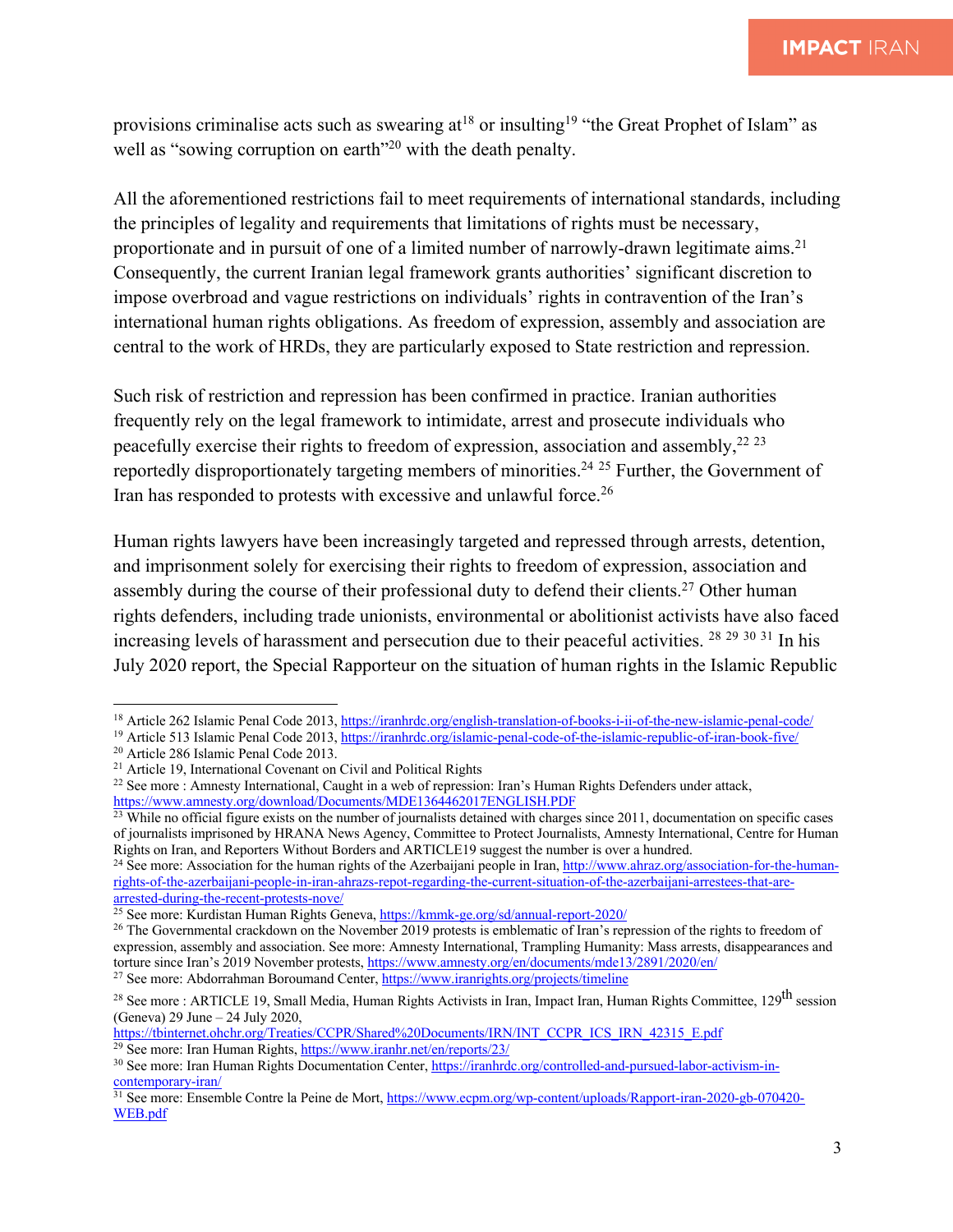provisions criminalise acts such as swearing at[18] or insulting[19] "the Great Prophet of Islam" as well as "sowing corruption on earth"[20] with the death penalty.

All the aforementioned restrictions fail to meet requirements of international standards, including the principles of legality and requirements that limitations of rights must be necessary, proportionate and in pursuit of one of a limited number of narrowly-drawn legitimate aims.[21] Consequently, the current Iranian legal framework grants authorities' significant discretion to impose overbroad and vague restrictions on individuals' rights in contravention of the Iran's international human rights obligations. As freedom of expression, assembly and association are central to the work of HRDs, they are particularly exposed to State restriction and repression.

Such risk of restriction and repression has been confirmed in practice. Iranian authorities frequently rely on the legal framework to intimidate, arrest and prosecute individuals who peacefully exercise their rights to freedom of expression, association and assembly,[22] [23] reportedly disproportionately targeting members of minorities.[24] [25] Further, the Government of Iran has responded to protests with excessive and unlawful force.[26]

Human rights lawyers have been increasingly targeted and repressed through arrests, detention, and imprisonment solely for exercising their rights to freedom of expression, association and assembly during the course of their professional duty to defend their clients.[27] Other human rights defenders, including trade unionists, environmental or abolitionist activists have also faced increasing levels of harassment and persecution due to their peaceful activities. [28] [29] [30] [31] In his July 2020 report, the Special Rapporteur on the situation of human rights in the Islamic Republic

---

[18] Article 262 Islamic Penal Code 2013, https://iranhrdc.org/english-translation-of-books-i-ii-of-the-new-islamic-penal-code/

[19] Article 513 Islamic Penal Code 2013, https://iranhrdc.org/islamic-penal-code-of-the-islamic-republic-of-iran-book-five/

[20] Article 286 Islamic Penal Code 2013.

[21] Article 19, International Covenant on Civil and Political Rights

[22] See more : Amnesty International, Caught in a web of repression: Iran's Human Rights Defenders under attack, https://www.amnesty.org/download/Documents/MDE1364462017ENGLISH.PDF

[23] While no official figure exists on the number of journalists detained with charges since 2011, documentation on specific cases of journalists imprisoned by HRANA News Agency, Committee to Protect Journalists, Amnesty International, Centre for Human Rights on Iran, and Reporters Without Borders and ARTICLE19 suggest the number is over a hundred.

[24] See more: Association for the human rights of the Azerbaijani people in Iran, http://www.ahraz.org/association-for-the-human-rights-of-the-azerbaijani-people-in-iran-ahrazs-repot-regarding-the-current-situation-of-the-azerbaijani-arrestees-that-are-arrested-during-the-recent-protests-nove/

[25] See more: Kurdistan Human Rights Geneva, https://kmmk-ge.org/sd/annual-report-2020/

[26] The Governmental crackdown on the November 2019 protests is emblematic of Iran's repression of the rights to freedom of expression, assembly and association. See more: Amnesty International, Trampling Humanity: Mass arrests, disappearances and torture since Iran's 2019 November protests, https://www.amnesty.org/en/documents/mde13/2891/2020/en/

[27] See more: Abdorrahman Boroumand Center, https://www.iranrights.org/projects/timeline

[28] See more : ARTICLE 19, Small Media, Human Rights Activists in Iran, Impact Iran, Human Rights Committee, 129th session (Geneva) 29 June – 24 July 2020, https://tbinternet.ohchr.org/Treaties/CCPR/Shared%20Documents/IRN/INT_CCPR_ICS_IRN_42315_E.pdf

[29] See more: Iran Human Rights, https://www.iranhr.net/en/reports/23/

[30] See more: Iran Human Rights Documentation Center, https://iranhrdc.org/controlled-and-pursued-labor-activism-in-contemporary-iran/

[31] See more: Ensemble Contre la Peine de Mort, https://www.ecpm.org/wp-content/uploads/Rapport-iran-2020-gb-070420-WEB.pdf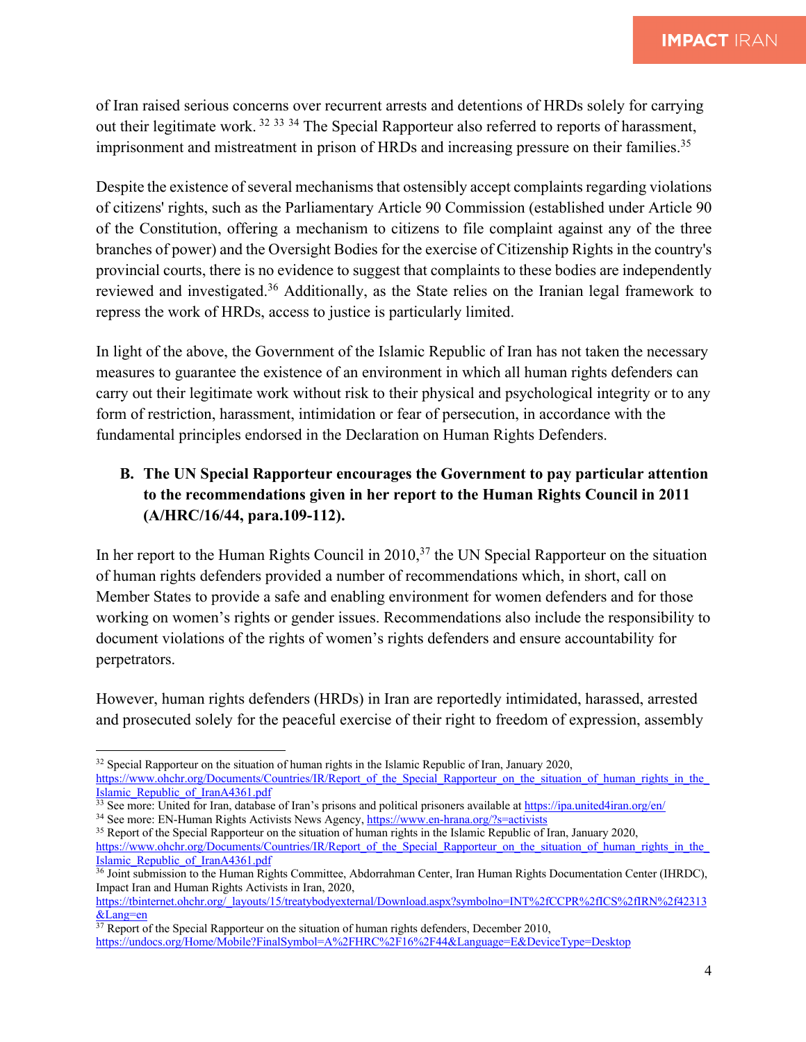of Iran raised serious concerns over recurrent arrests and detentions of HRDs solely for carrying out their legitimate work. [32] [33] [34] The Special Rapporteur also referred to reports of harassment, imprisonment and mistreatment in prison of HRDs and increasing pressure on their families.[35]

Despite the existence of several mechanisms that ostensibly accept complaints regarding violations of citizens' rights, such as the Parliamentary Article 90 Commission (established under Article 90 of the Constitution, offering a mechanism to citizens to file complaint against any of the three branches of power) and the Oversight Bodies for the exercise of Citizenship Rights in the country's provincial courts, there is no evidence to suggest that complaints to these bodies are independently reviewed and investigated.[36] Additionally, as the State relies on the Iranian legal framework to repress the work of HRDs, access to justice is particularly limited.

In light of the above, the Government of the Islamic Republic of Iran has not taken the necessary measures to guarantee the existence of an environment in which all human rights defenders can carry out their legitimate work without risk to their physical and psychological integrity or to any form of restriction, harassment, intimidation or fear of persecution, in accordance with the fundamental principles endorsed in the Declaration on Human Rights Defenders.

**B. The UN Special Rapporteur encourages the Government to pay particular attention to the recommendations given in her report to the Human Rights Council in 2011 (A/HRC/16/44, para.109-112).**

In her report to the Human Rights Council in 2010,[37] the UN Special Rapporteur on the situation of human rights defenders provided a number of recommendations which, in short, call on Member States to provide a safe and enabling environment for women defenders and for those working on women's rights or gender issues. Recommendations also include the responsibility to document violations of the rights of women's rights defenders and ensure accountability for perpetrators.

However, human rights defenders (HRDs) in Iran are reportedly intimidated, harassed, arrested and prosecuted solely for the peaceful exercise of their right to freedom of expression, assembly

---

[32] Special Rapporteur on the situation of human rights in the Islamic Republic of Iran, January 2020, https://www.ohchr.org/Documents/Countries/IR/Report_of_the_Special_Rapporteur_on_the_situation_of_human_rights_in_the_Islamic_Republic_of_IranA4361.pdf

[33] See more: United for Iran, database of Iran's prisons and political prisoners available at https://ipa.united4iran.org/en/

[34] See more: EN-Human Rights Activists News Agency, https://www.en-hrana.org/?s=activists

[35] Report of the Special Rapporteur on the situation of human rights in the Islamic Republic of Iran, January 2020, https://www.ohchr.org/Documents/Countries/IR/Report_of_the_Special_Rapporteur_on_the_situation_of_human_rights_in_the_Islamic_Republic_of_IranA4361.pdf

[36] Joint submission to the Human Rights Committee, Abdorrahman Center, Iran Human Rights Documentation Center (IHRDC), Impact Iran and Human Rights Activists in Iran, 2020, https://tbinternet.ohchr.org/_layouts/15/treatybodyexternal/Download.aspx?symbolno=INT%2fCCPR%2fICS%2fIRN%2f42313&Lang=en

[37] Report of the Special Rapporteur on the situation of human rights defenders, December 2010, https://undocs.org/Home/Mobile?FinalSymbol=A%2FHRC%2F16%2F44&Language=E&DeviceType=Desktop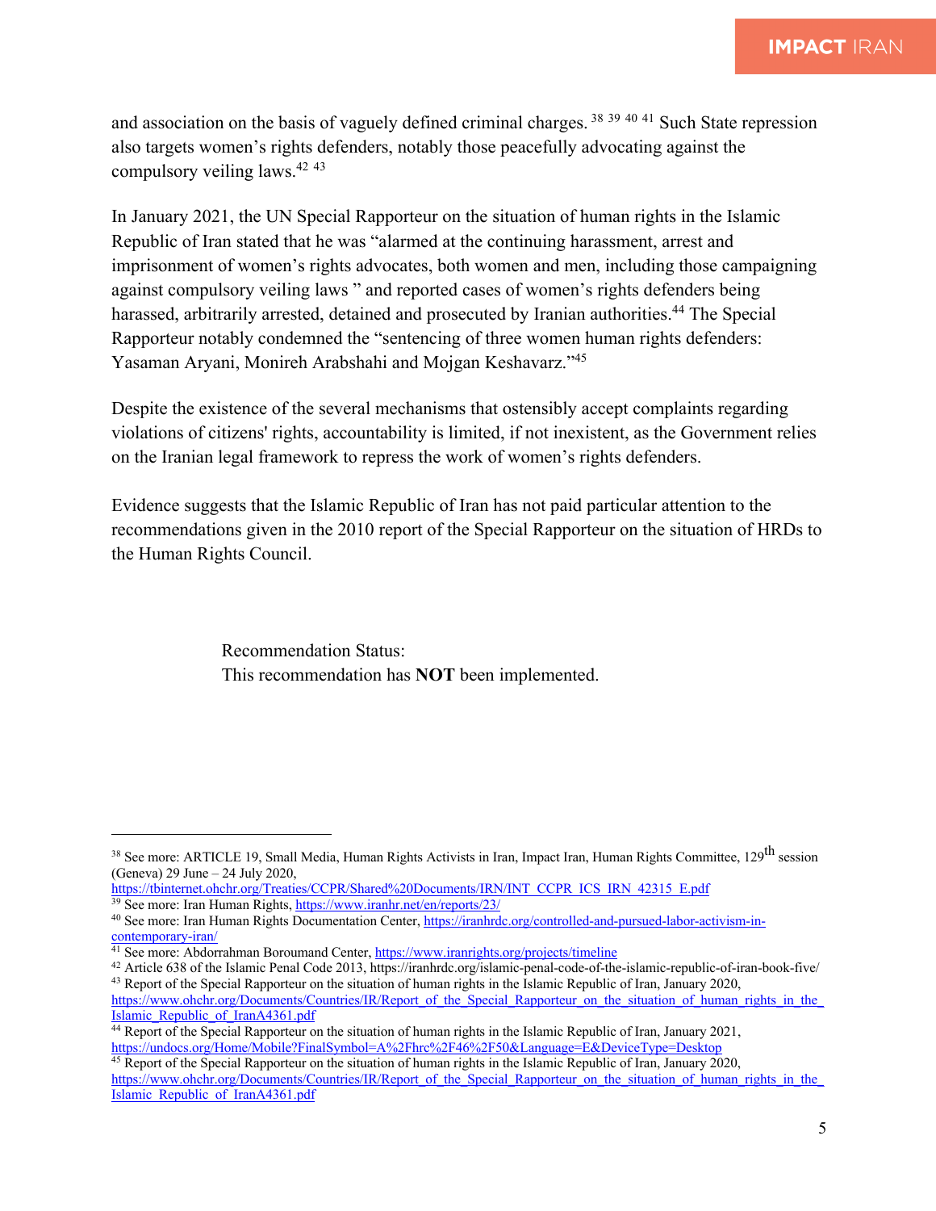and association on the basis of vaguely defined criminal charges.[38] [39] [40] [41] Such State repression also targets women's rights defenders, notably those peacefully advocating against the compulsory veiling laws.[42] [43]

In January 2021, the UN Special Rapporteur on the situation of human rights in the Islamic Republic of Iran stated that he was "alarmed at the continuing harassment, arrest and imprisonment of women's rights advocates, both women and men, including those campaigning against compulsory veiling laws " and reported cases of women's rights defenders being harassed, arbitrarily arrested, detained and prosecuted by Iranian authorities.[44] The Special Rapporteur notably condemned the "sentencing of three women human rights defenders: Yasaman Aryani, Monireh Arabshahi and Mojgan Keshavarz."[45]

Despite the existence of the several mechanisms that ostensibly accept complaints regarding violations of citizens' rights, accountability is limited, if not inexistent, as the Government relies on the Iranian legal framework to repress the work of women's rights defenders.

Evidence suggests that the Islamic Republic of Iran has not paid particular attention to the recommendations given in the 2010 report of the Special Rapporteur on the situation of HRDs to the Human Rights Council.

Recommendation Status:
This recommendation has **NOT** been implemented.

---

[38] See more: ARTICLE 19, Small Media, Human Rights Activists in Iran, Impact Iran, Human Rights Committee, 129th session (Geneva) 29 June – 24 July 2020, https://tbinternet.ohchr.org/Treaties/CCPR/Shared%20Documents/IRN/INT_CCPR_ICS_IRN_42315_E.pdf

[39] See more: Iran Human Rights, https://www.iranhr.net/en/reports/23/

[40] See more: Iran Human Rights Documentation Center, https://iranhrdc.org/controlled-and-pursued-labor-activism-in-contemporary-iran/

[41] See more: Abdorrahman Boroumand Center, https://www.iranrights.org/projects/timeline

[42] Article 638 of the Islamic Penal Code 2013, https://iranhrdc.org/islamic-penal-code-of-the-islamic-republic-of-iran-book-five/

[43] Report of the Special Rapporteur on the situation of human rights in the Islamic Republic of Iran, January 2020, https://www.ohchr.org/Documents/Countries/IR/Report_of_the_Special_Rapporteur_on_the_situation_of_human_rights_in_the_Islamic_Republic_of_IranA4361.pdf

[44] Report of the Special Rapporteur on the situation of human rights in the Islamic Republic of Iran, January 2021, https://undocs.org/Home/Mobile?FinalSymbol=A%2Fhrc%2F46%2F50&Language=E&DeviceType=Desktop

[45] Report of the Special Rapporteur on the situation of human rights in the Islamic Republic of Iran, January 2020, https://www.ohchr.org/Documents/Countries/IR/Report_of_the_Special_Rapporteur_on_the_situation_of_human_rights_in_the_Islamic_Republic_of_IranA4361.pdf